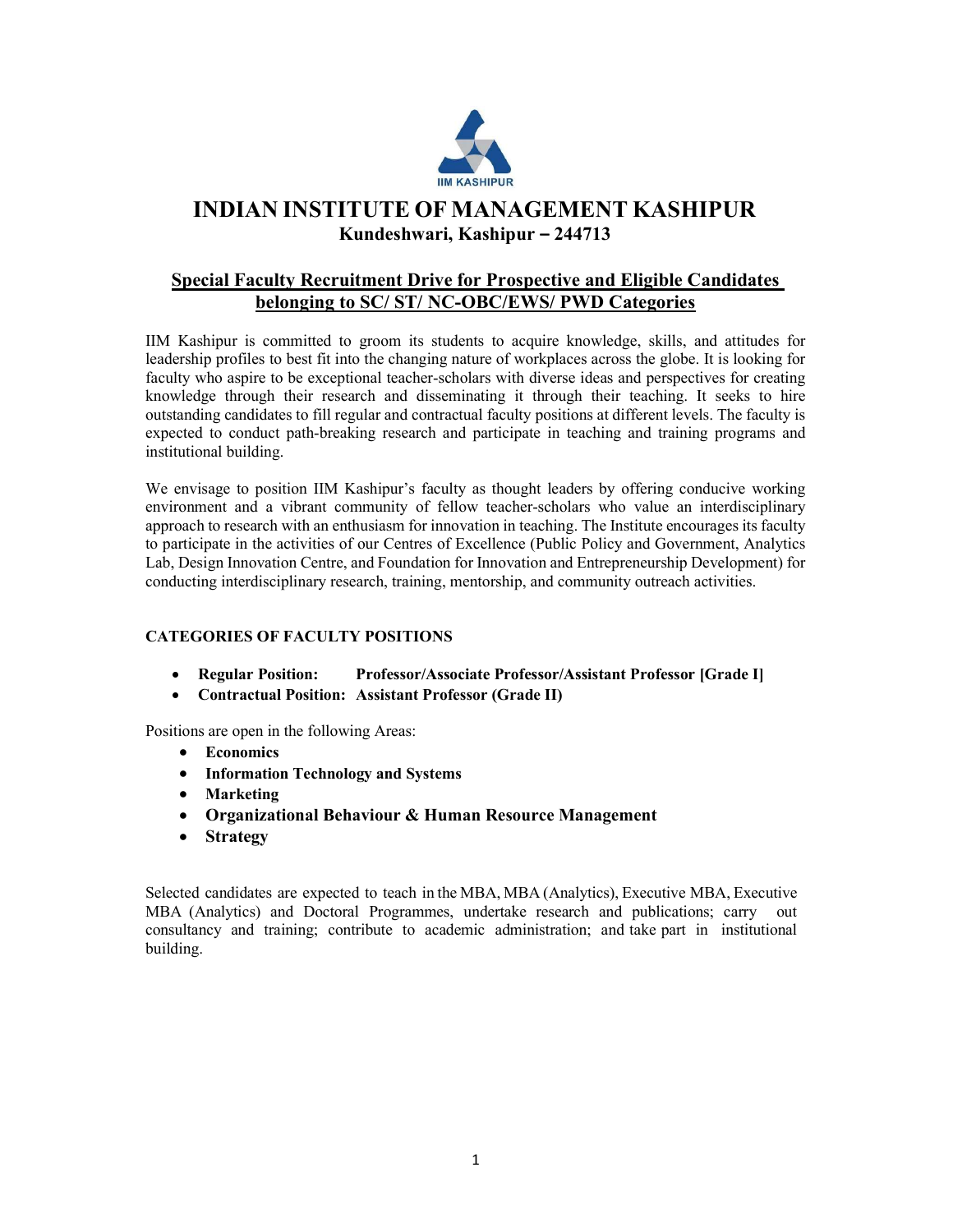IIM KASHIPUR

# INDIAN INSTITUTE OF MANAGEMENT KASHIPUR

**Kundeshwari, Kashipur – 244713**

## Special Faculty Recruitment Drive for Prospective and Eligible Candidates belonging to SC/ ST/ NC-OBC/EWS/ PWD Categories

IIM Kashipur is committed to groom its students to acquire knowledge, skills, and attitudes for leadership profiles to best fit into the changing nature of workplaces across the globe. It is looking for faculty who aspire to be exceptional teacher-scholars with diverse ideas and perspectives for creating knowledge through their research and disseminating it through their teaching. It seeks to hire outstanding candidates to fill regular and contractual faculty positions at different levels. The faculty is expected to conduct path-breaking research and participate in teaching and training programs and institutional building.

We envisage to position IIM Kashipur's faculty as thought leaders by offering conducive working environment and a vibrant community of fellow teacher-scholars who value an interdisciplinary approach to research with an enthusiasm for innovation in teaching. The Institute encourages its faculty to participate in the activities of our Centres of Excellence (Public Policy and Government, Analytics Lab, Design Innovation Centre, and Foundation for Innovation and Entrepreneurship Development) for conducting interdisciplinary research, training, mentorship, and community outreach activities.

### CATEGORIES OF FACULTY POSITIONS

- **Regular Position: Professor/Associate Professor/Assistant Professor [Grade I]**
- **Contractual Position: Assistant Professor (Grade II)**

Positions are open in the following Areas:

- **Economics**
- **Information Technology and Systems**
- **Marketing**
- **Organizational Behaviour & Human Resource Management**
- **Strategy**

Selected candidates are expected to teach in the MBA, MBA (Analytics), Executive MBA, Executive MBA (Analytics) and Doctoral Programmes, undertake research and publications; carry out consultancy and training; contribute to academic administration; and take part in institutional building.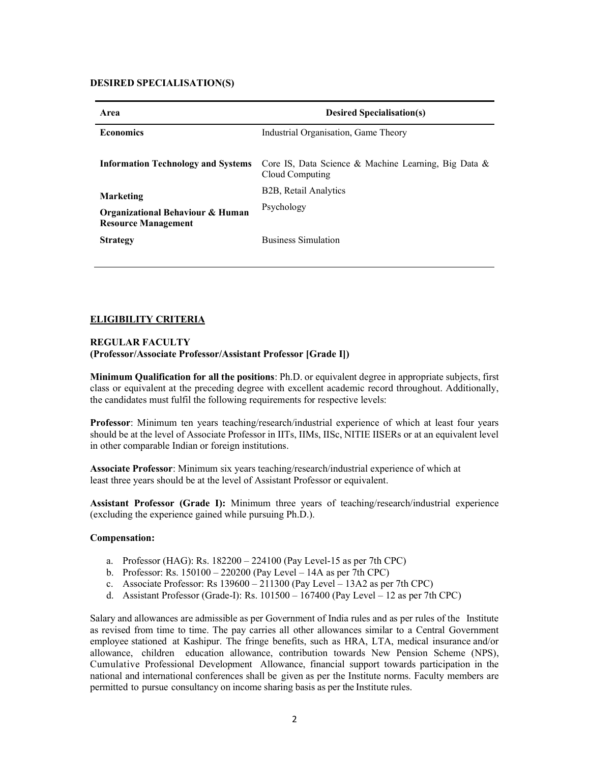## DESIRED SPECIALISATION(S)

| Area | Desired Specialisation(s) |
|---|---|
| **Economics** | Industrial Organisation, Game Theory |
| **Information Technology and Systems** | Core IS, Data Science & Machine Learning, Big Data & Cloud Computing |
| **Marketing** | B2B, Retail Analytics |
| **Organizational Behaviour & Human Resource Management** | Psychology |
| **Strategy** | Business Simulation |

## ELIGIBILITY CRITERIA

### REGULAR FACULTY
### (Professor/Associate Professor/Assistant Professor [Grade I])

**Minimum Qualification for all the positions**: Ph.D. or equivalent degree in appropriate subjects, first class or equivalent at the preceding degree with excellent academic record throughout. Additionally, the candidates must fulfil the following requirements for respective levels:

**Professor**: Minimum ten years teaching/research/industrial experience of which at least four years should be at the level of Associate Professor in IITs, IIMs, IISc, NITIE IISERs or at an equivalent level in other comparable Indian or foreign institutions.

**Associate Professor**: Minimum six years teaching/research/industrial experience of which at least three years should be at the level of Assistant Professor or equivalent.

**Assistant Professor (Grade I):** Minimum three years of teaching/research/industrial experience (excluding the experience gained while pursuing Ph.D.).

**Compensation:**

a. Professor (HAG): Rs. 182200 – 224100 (Pay Level-15 as per 7th CPC)
b. Professor: Rs. 150100 – 220200 (Pay Level – 14A as per 7th CPC)
c. Associate Professor: Rs 139600 – 211300 (Pay Level – 13A2 as per 7th CPC)
d. Assistant Professor (Grade-I): Rs. 101500 – 167400 (Pay Level – 12 as per 7th CPC)

Salary and allowances are admissible as per Government of India rules and as per rules of the Institute as revised from time to time. The pay carries all other allowances similar to a Central Government employee stationed at Kashipur. The fringe benefits, such as HRA, LTA, medical insurance and/or allowance, children education allowance, contribution towards New Pension Scheme (NPS), Cumulative Professional Development Allowance, financial support towards participation in the national and international conferences shall be given as per the Institute norms. Faculty members are permitted to pursue consultancy on income sharing basis as per the Institute rules.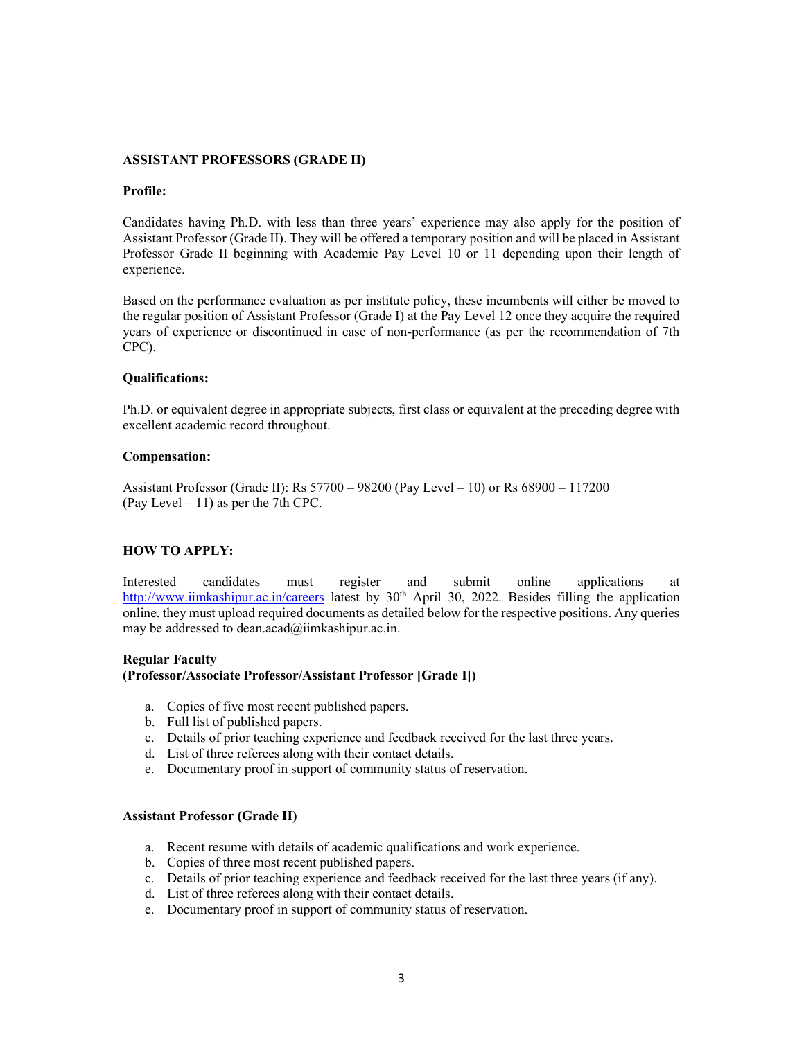**ASSISTANT PROFESSORS (GRADE II)**

**Profile:**

Candidates having Ph.D. with less than three years' experience may also apply for the position of Assistant Professor (Grade II). They will be offered a temporary position and will be placed in Assistant Professor Grade II beginning with Academic Pay Level 10 or 11 depending upon their length of experience.

Based on the performance evaluation as per institute policy, these incumbents will either be moved to the regular position of Assistant Professor (Grade I) at the Pay Level 12 once they acquire the required years of experience or discontinued in case of non-performance (as per the recommendation of 7th CPC).

**Qualifications:**

Ph.D. or equivalent degree in appropriate subjects, first class or equivalent at the preceding degree with excellent academic record throughout.

**Compensation:**

Assistant Professor (Grade II): Rs 57700 – 98200 (Pay Level – 10) or Rs 68900 – 117200 (Pay Level – 11) as per the 7th CPC.

**HOW TO APPLY:**

Interested candidates must register and submit online applications at http://www.iimkashipur.ac.in/careers latest by 30th April 30, 2022. Besides filling the application online, they must upload required documents as detailed below for the respective positions. Any queries may be addressed to dean.acad@iimkashipur.ac.in.

**Regular Faculty**
**(Professor/Associate Professor/Assistant Professor [Grade I])**

a. Copies of five most recent published papers.
b. Full list of published papers.
c. Details of prior teaching experience and feedback received for the last three years.
d. List of three referees along with their contact details.
e. Documentary proof in support of community status of reservation.

**Assistant Professor (Grade II)**

a. Recent resume with details of academic qualifications and work experience.
b. Copies of three most recent published papers.
c. Details of prior teaching experience and feedback received for the last three years (if any).
d. List of three referees along with their contact details.
e. Documentary proof in support of community status of reservation.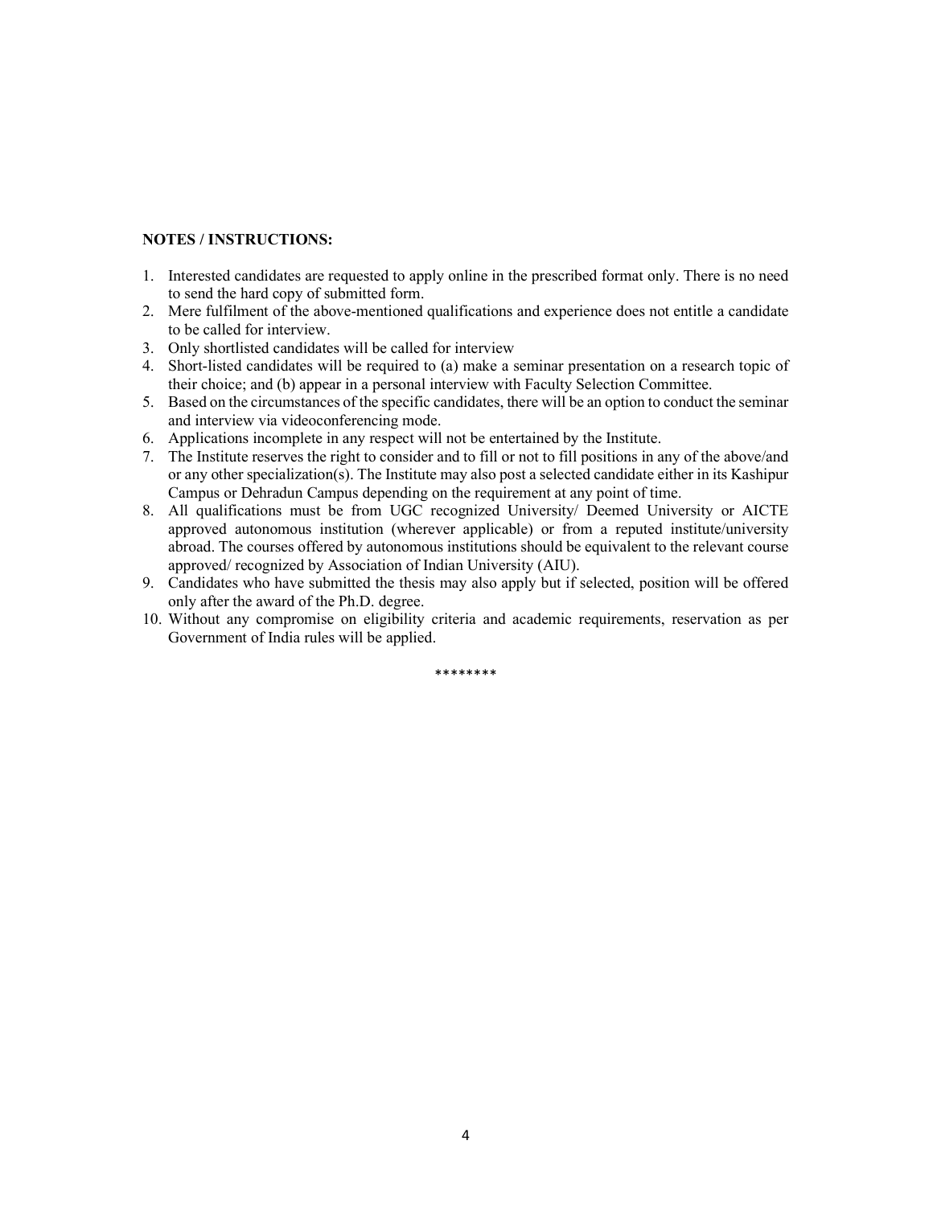**NOTES / INSTRUCTIONS:**

1. Interested candidates are requested to apply online in the prescribed format only. There is no need to send the hard copy of submitted form.
2. Mere fulfilment of the above-mentioned qualifications and experience does not entitle a candidate to be called for interview.
3. Only shortlisted candidates will be called for interview
4. Short-listed candidates will be required to (a) make a seminar presentation on a research topic of their choice; and (b) appear in a personal interview with Faculty Selection Committee.
5. Based on the circumstances of the specific candidates, there will be an option to conduct the seminar and interview via videoconferencing mode.
6. Applications incomplete in any respect will not be entertained by the Institute.
7. The Institute reserves the right to consider and to fill or not to fill positions in any of the above/and or any other specialization(s). The Institute may also post a selected candidate either in its Kashipur Campus or Dehradun Campus depending on the requirement at any point of time.
8. All qualifications must be from UGC recognized University/ Deemed University or AICTE approved autonomous institution (wherever applicable) or from a reputed institute/university abroad. The courses offered by autonomous institutions should be equivalent to the relevant course approved/ recognized by Association of Indian University (AIU).
9. Candidates who have submitted the thesis may also apply but if selected, position will be offered only after the award of the Ph.D. degree.
10. Without any compromise on eligibility criteria and academic requirements, reservation as per Government of India rules will be applied.

********